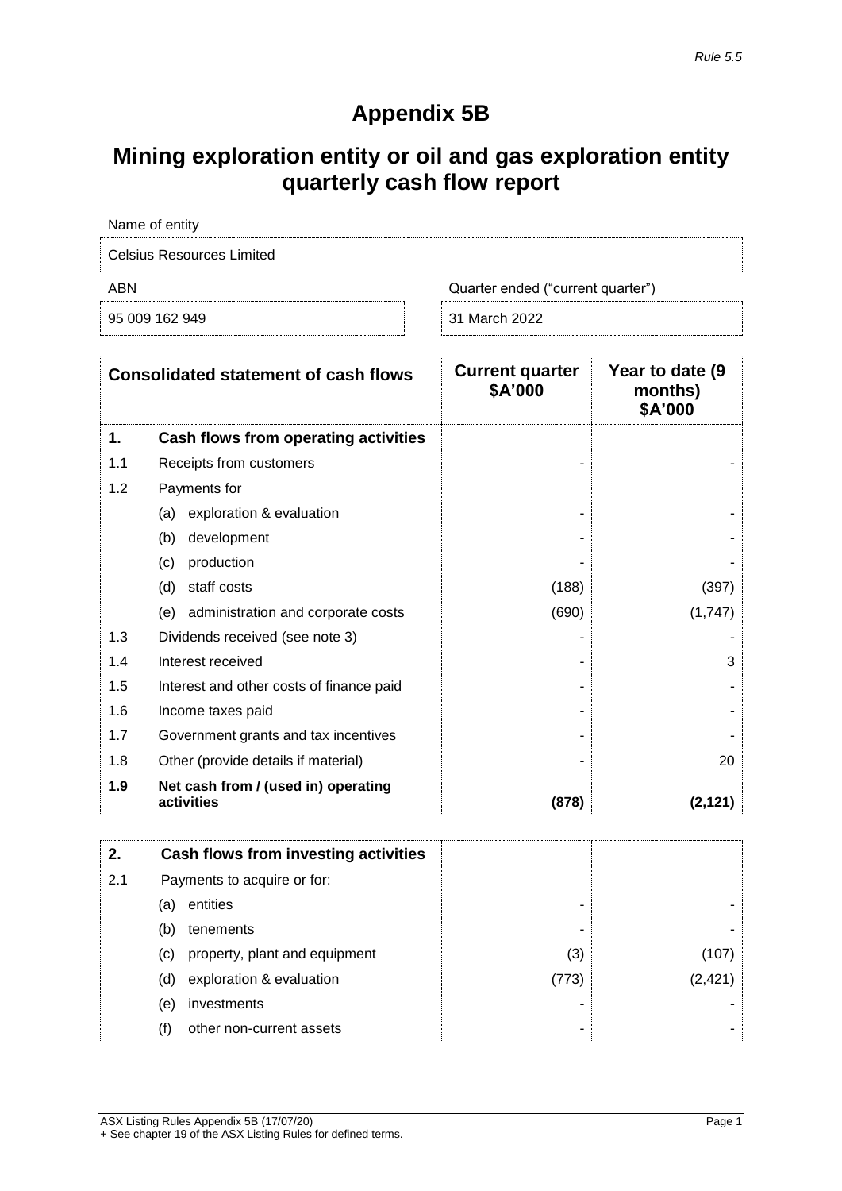*Rule 5.5*

# Appendix 5B

## Mining exploration entity or oil and gas exploration entity quarterly cash flow report

| Name of entity | |
|---|---|
| Celsius Resources Limited | |
| **ABN** | **Quarter ended ("current quarter")** |
| 95 009 162 949 | 31 March 2022 |

| Consolidated statement of cash flows | | Current quarter $A'000 | Year to date (9 months) $A'000 |
|---|---|---|---|
| **1.** | **Cash flows from operating activities** | | |
| 1.1 | Receipts from customers | - | - |
| 1.2 | Payments for | | |
| | (a) exploration & evaluation | - | - |
| | (b) development | - | - |
| | (c) production | - | - |
| | (d) staff costs | (188) | (397) |
| | (e) administration and corporate costs | (690) | (1,747) |
| 1.3 | Dividends received (see note 3) | - | - |
| 1.4 | Interest received | - | 3 |
| 1.5 | Interest and other costs of finance paid | - | - |
| 1.6 | Income taxes paid | - | - |
| 1.7 | Government grants and tax incentives | - | - |
| 1.8 | Other (provide details if material) | - | 20 |
| **1.9** | **Net cash from / (used in) operating activities** | **(878)** | **(2,121)** |

| | | | |
|---|---|---|---|
| **2.** | **Cash flows from investing activities** | | |
| 2.1 | Payments to acquire or for: | | |
| | (a) entities | - | - |
| | (b) tenements | - | - |
| | (c) property, plant and equipment | (3) | (107) |
| | (d) exploration & evaluation | (773) | (2,421) |
| | (e) investments | - | - |
| | (f) other non-current assets | - | - |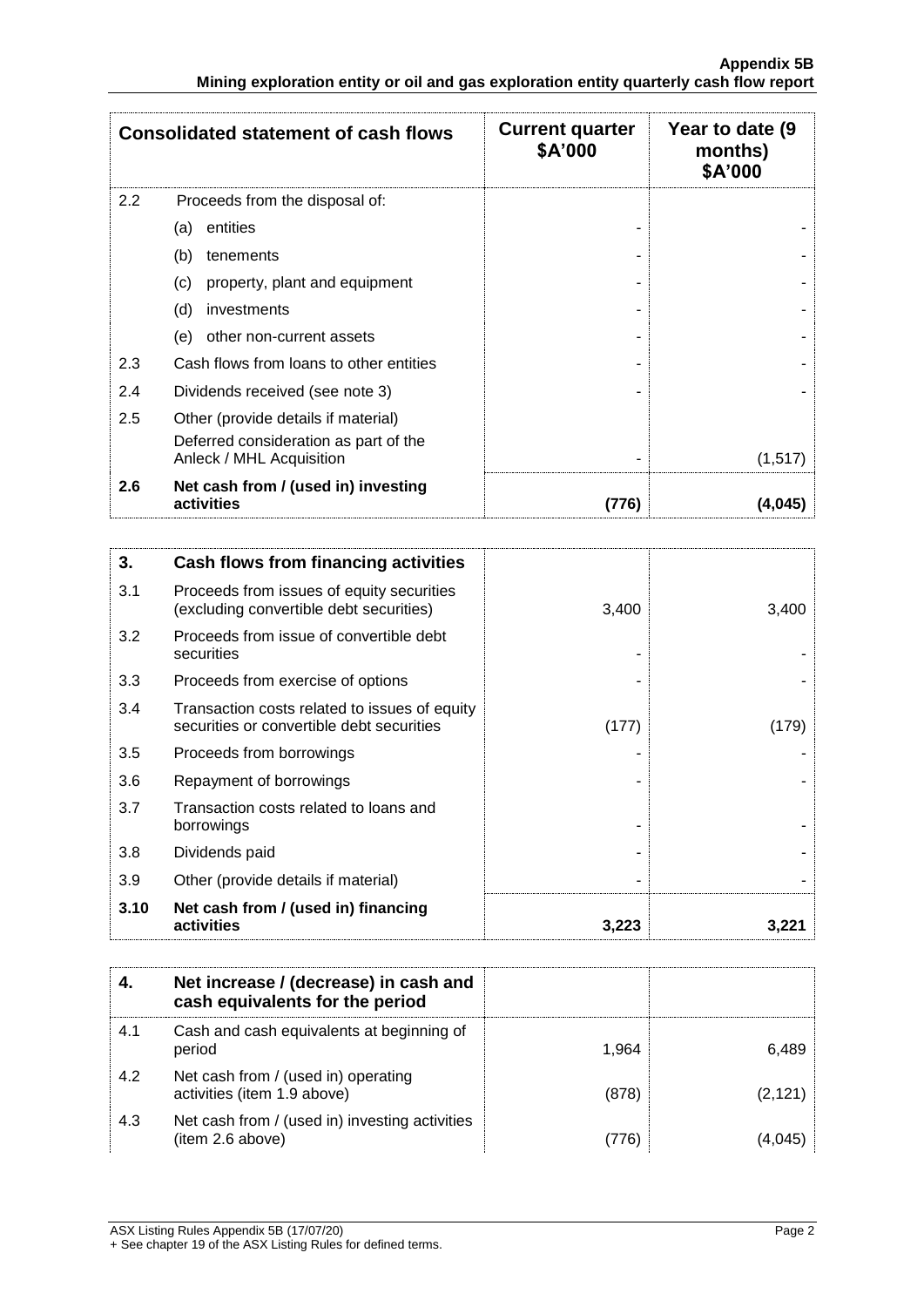| | Consolidated statement of cash flows | Current quarter $A'000 | Year to date (9 months) $A'000 |
|---|---|---|---|
| 2.2 | Proceeds from the disposal of: | | |
| | (a) entities | - | - |
| | (b) tenements | - | - |
| | (c) property, plant and equipment | - | - |
| | (d) investments | - | - |
| | (e) other non-current assets | - | - |
| 2.3 | Cash flows from loans to other entities | - | - |
| 2.4 | Dividends received (see note 3) | - | - |
| 2.5 | Other (provide details if material)<br>Deferred consideration as part of the Anleck / MHL Acquisition | - | (1,517) |
| **2.6** | **Net cash from / (used in) investing activities** | **(776)** | **(4,045)** |

| | | | |
|---|---|---|---|
| **3.** | **Cash flows from financing activities** | | |
| 3.1 | Proceeds from issues of equity securities (excluding convertible debt securities) | 3,400 | 3,400 |
| 3.2 | Proceeds from issue of convertible debt securities | - | - |
| 3.3 | Proceeds from exercise of options | - | - |
| 3.4 | Transaction costs related to issues of equity securities or convertible debt securities | (177) | (179) |
| 3.5 | Proceeds from borrowings | - | - |
| 3.6 | Repayment of borrowings | - | - |
| 3.7 | Transaction costs related to loans and borrowings | - | - |
| 3.8 | Dividends paid | - | - |
| 3.9 | Other (provide details if material) | - | - |
| **3.10** | **Net cash from / (used in) financing activities** | **3,223** | **3,221** |

| | | | |
|---|---|---|---|
| **4.** | **Net increase / (decrease) in cash and cash equivalents for the period** | | |
| 4.1 | Cash and cash equivalents at beginning of period | 1,964 | 6,489 |
| 4.2 | Net cash from / (used in) operating activities (item 1.9 above) | (878) | (2,121) |
| 4.3 | Net cash from / (used in) investing activities (item 2.6 above) | (776) | (4,045) |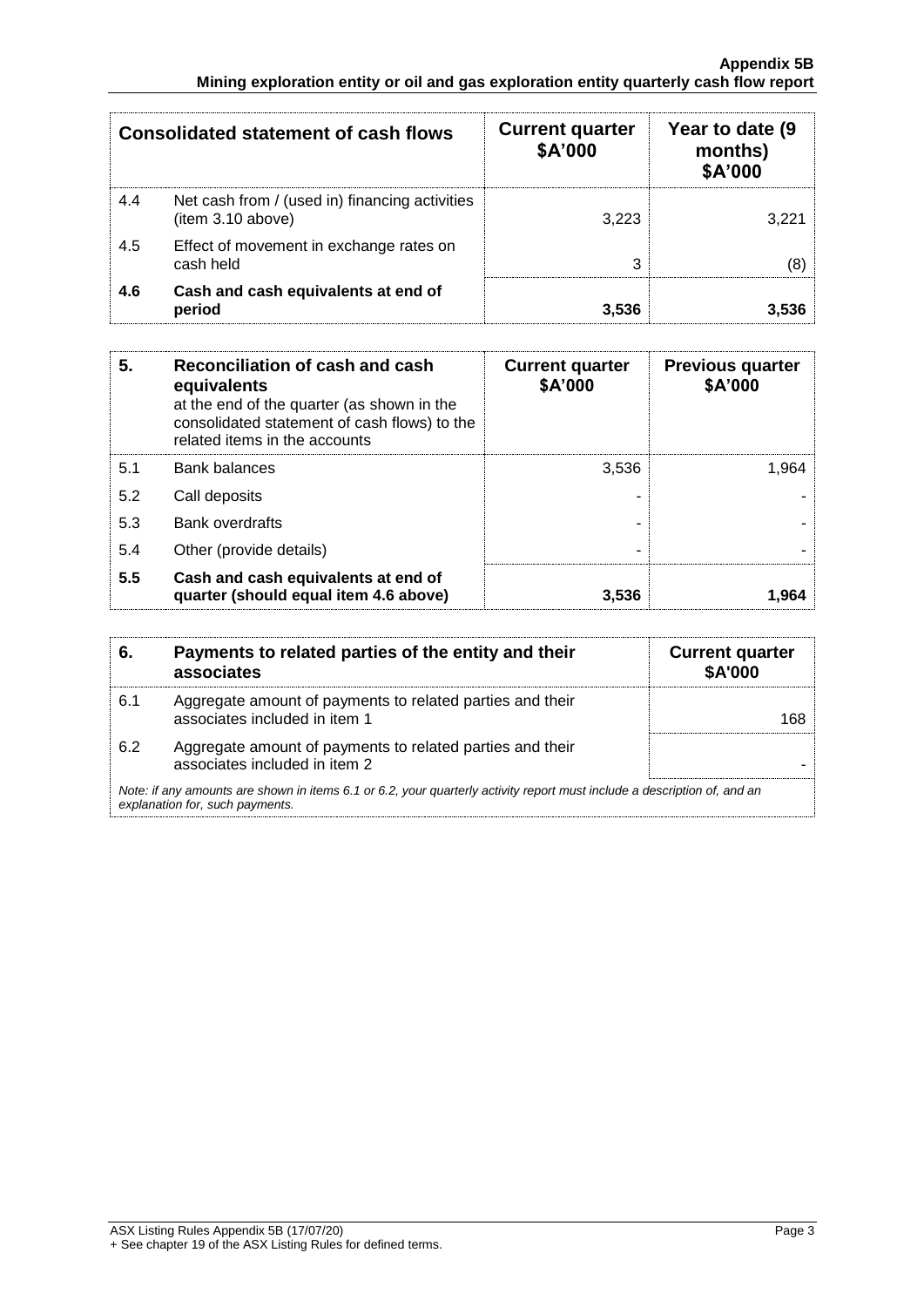| Consolidated statement of cash flows | | Current quarter $A'000 | Year to date (9 months) $A'000 |
|---|---|---|---|
| 4.4 | Net cash from / (used in) financing activities (item 3.10 above) | 3,223 | 3,221 |
| 4.5 | Effect of movement in exchange rates on cash held | 3 | (8) |
| **4.6** | **Cash and cash equivalents at end of period** | **3,536** | **3,536** |

| **5.** | **Reconciliation of cash and cash equivalents** at the end of the quarter (as shown in the consolidated statement of cash flows) to the related items in the accounts | **Current quarter $A'000** | **Previous quarter $A'000** |
|---|---|---|---|
| 5.1 | Bank balances | 3,536 | 1,964 |
| 5.2 | Call deposits | - | - |
| 5.3 | Bank overdrafts | - | - |
| 5.4 | Other (provide details) | - | - |
| **5.5** | **Cash and cash equivalents at end of quarter (should equal item 4.6 above)** | **3,536** | **1,964** |

| **6.** | **Payments to related parties of the entity and their associates** | **Current quarter $A'000** |
|---|---|---|
| 6.1 | Aggregate amount of payments to related parties and their associates included in item 1 | 168 |
| 6.2 | Aggregate amount of payments to related parties and their associates included in item 2 | - |

*Note: if any amounts are shown in items 6.1 or 6.2, your quarterly activity report must include a description of, and an explanation for, such payments.*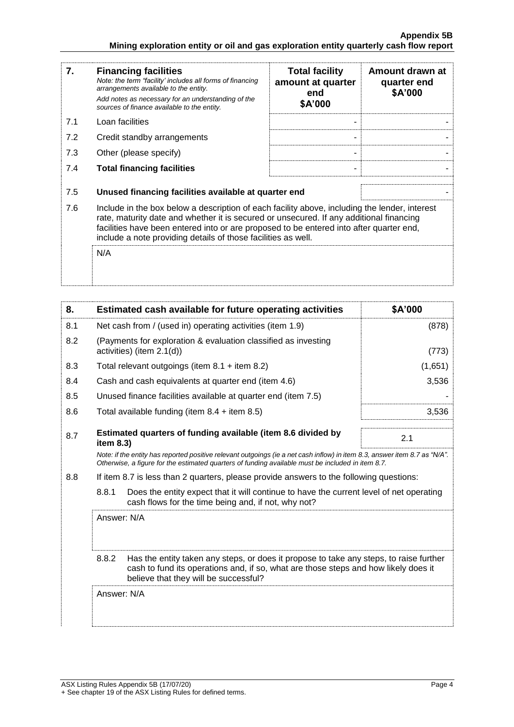| 7. | **Financing facilities** *Note: the term "facility' includes all forms of financing arrangements available to the entity.* *Add notes as necessary for an understanding of the sources of finance available to the entity.* | **Total facility amount at quarter end \$A'000** | **Amount drawn at quarter end \$A'000** |
|---|---|---|---|
| 7.1 | Loan facilities | - | - |
| 7.2 | Credit standby arrangements | - | - |
| 7.3 | Other (please specify) | - | - |
| 7.4 | **Total financing facilities** | - | - |

| | | |
|---|---|---|
| 7.5 | **Unused financing facilities available at quarter end** | - |
| 7.6 | Include in the box below a description of each facility above, including the lender, interest rate, maturity date and whether it is secured or unsecured. If any additional financing facilities have been entered into or are proposed to be entered into after quarter end, include a note providing details of those facilities as well. | |
| | N/A | |

| 8. | **Estimated cash available for future operating activities** | **\$A'000** |
|---|---|---|
| 8.1 | Net cash from / (used in) operating activities (item 1.9) | (878) |
| 8.2 | (Payments for exploration & evaluation classified as investing activities) (item 2.1(d)) | (773) |
| 8.3 | Total relevant outgoings (item 8.1 + item 8.2) | (1,651) |
| 8.4 | Cash and cash equivalents at quarter end (item 4.6) | 3,536 |
| 8.5 | Unused finance facilities available at quarter end (item 7.5) | - |
| 8.6 | Total available funding (item 8.4 + item 8.5) | 3,536 |
| 8.7 | **Estimated quarters of funding available (item 8.6 divided by item 8.3)** | 2.1 |

*Note: if the entity has reported positive relevant outgoings (ie a net cash inflow) in item 8.3, answer item 8.7 as "N/A". Otherwise, a figure for the estimated quarters of funding available must be included in item 8.7.*

8.8 If item 8.7 is less than 2 quarters, please provide answers to the following questions:

8.8.1 Does the entity expect that it will continue to have the current level of net operating cash flows for the time being and, if not, why not?

Answer: N/A

8.8.2 Has the entity taken any steps, or does it propose to take any steps, to raise further cash to fund its operations and, if so, what are those steps and how likely does it believe that they will be successful?

Answer: N/A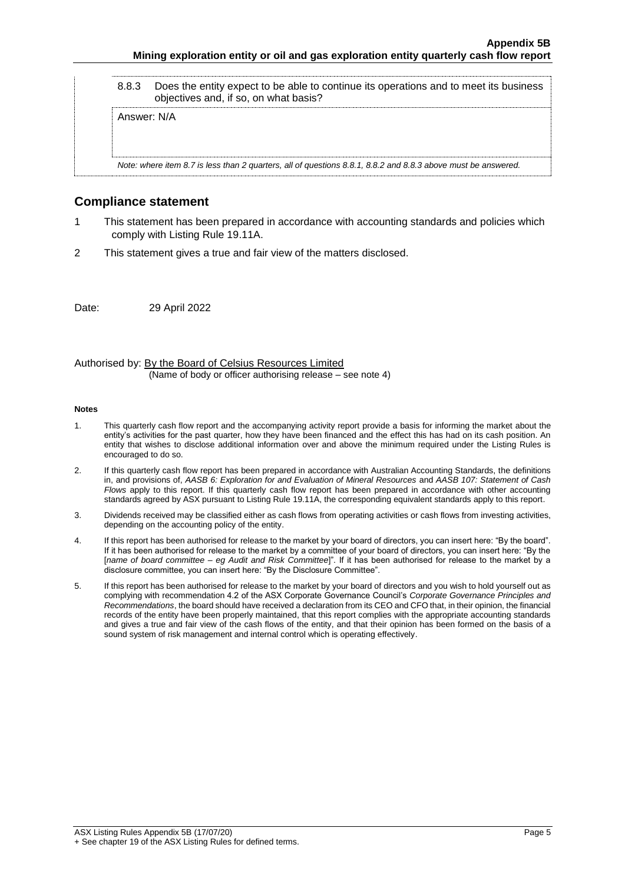| | |
|---|---|
| 8.8.3 | Does the entity expect to be able to continue its operations and to meet its business objectives and, if so, on what basis? |
| Answer: N/A | |
| *Note: where item 8.7 is less than 2 quarters, all of questions 8.8.1, 8.8.2 and 8.8.3 above must be answered.* | |

## Compliance statement

1. This statement has been prepared in accordance with accounting standards and policies which comply with Listing Rule 19.11A.
2. This statement gives a true and fair view of the matters disclosed.

Date: 29 April 2022

Authorised by: By the Board of Celsius Resources Limited
(Name of body or officer authorising release – see note 4)

**Notes**

1. This quarterly cash flow report and the accompanying activity report provide a basis for informing the market about the entity's activities for the past quarter, how they have been financed and the effect this has had on its cash position. An entity that wishes to disclose additional information over and above the minimum required under the Listing Rules is encouraged to do so.
2. If this quarterly cash flow report has been prepared in accordance with Australian Accounting Standards, the definitions in, and provisions of, *AASB 6: Exploration for and Evaluation of Mineral Resources* and *AASB 107: Statement of Cash Flows* apply to this report. If this quarterly cash flow report has been prepared in accordance with other accounting standards agreed by ASX pursuant to Listing Rule 19.11A, the corresponding equivalent standards apply to this report.
3. Dividends received may be classified either as cash flows from operating activities or cash flows from investing activities, depending on the accounting policy of the entity.
4. If this report has been authorised for release to the market by your board of directors, you can insert here: "By the board". If it has been authorised for release to the market by a committee of your board of directors, you can insert here: "By the [*name of board committee – eg Audit and Risk Committee*]". If it has been authorised for release to the market by a disclosure committee, you can insert here: "By the Disclosure Committee".
5. If this report has been authorised for release to the market by your board of directors and you wish to hold yourself out as complying with recommendation 4.2 of the ASX Corporate Governance Council's *Corporate Governance Principles and Recommendations*, the board should have received a declaration from its CEO and CFO that, in their opinion, the financial records of the entity have been properly maintained, that this report complies with the appropriate accounting standards and gives a true and fair view of the cash flows of the entity, and that their opinion has been formed on the basis of a sound system of risk management and internal control which is operating effectively.